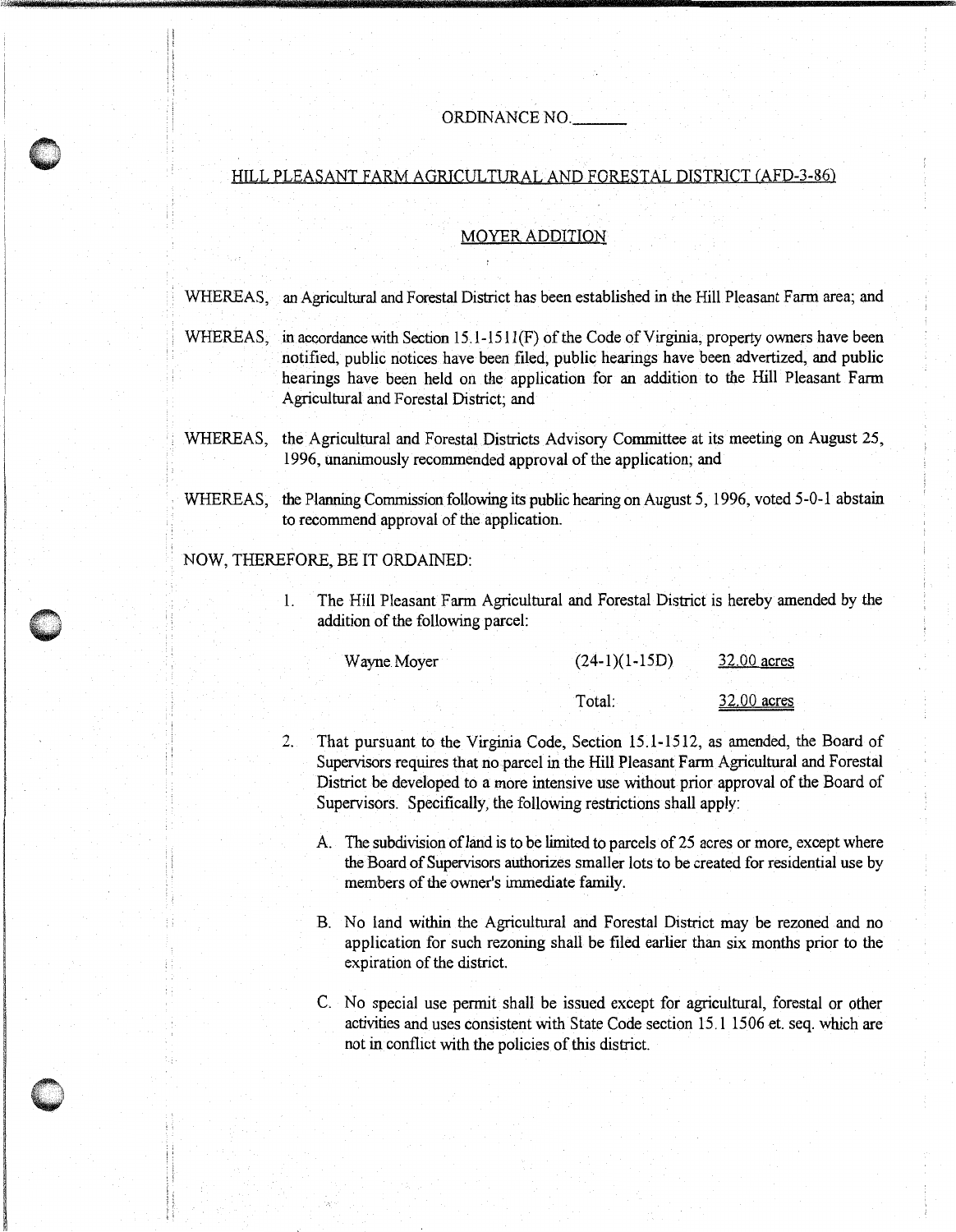ORDINANCE NO.______

HILL PLEASANT FARM AGRICULTURAL AND FORESTAL DISTRICT (AFD-3-86)

MOYER ADDITION

WHEREAS, an Agricultural and Forestal District has been established in the Hill Pleasant Farm area; and

WHEREAS, in accordance with Section 15.1-1511(F) of the Code of Virginia, property owners have been notified, public notices have been filed, public hearings have been advertized, and public hearings have been held on the application for an addition to the Hill Pleasant Farm Agricultural and Forestal District; and

WHEREAS, the Agricultural and Forestal Districts Advisory Committee at its meeting on August 25, 1996, unanimously recommended approval of the application; and

WHEREAS, the Planning Commission following its public hearing on August 5, 1996, voted 5-0-1 abstain to recommend approval of the application.

NOW, THEREFORE, BE IT ORDAINED:

1. The Hill Pleasant Farm Agricultural and Forestal District is hereby amended by the addition of the following parcel:

| | | |
|---|---|---|
| Wayne Moyer | (24-1)(1-15D) | 32.00 acres |
| | Total: | 32.00 acres |

2. That pursuant to the Virginia Code, Section 15.1-1512, as amended, the Board of Supervisors requires that no parcel in the Hill Pleasant Farm Agricultural and Forestal District be developed to a more intensive use without prior approval of the Board of Supervisors. Specifically, the following restrictions shall apply:

   A. The subdivision of land is to be limited to parcels of 25 acres or more, except where the Board of Supervisors authorizes smaller lots to be created for residential use by members of the owner's immediate family.

   B. No land within the Agricultural and Forestal District may be rezoned and no application for such rezoning shall be filed earlier than six months prior to the expiration of the district.

   C. No special use permit shall be issued except for agricultural, forestal or other activities and uses consistent with State Code section 15.1 1506 et. seq. which are not in conflict with the policies of this district.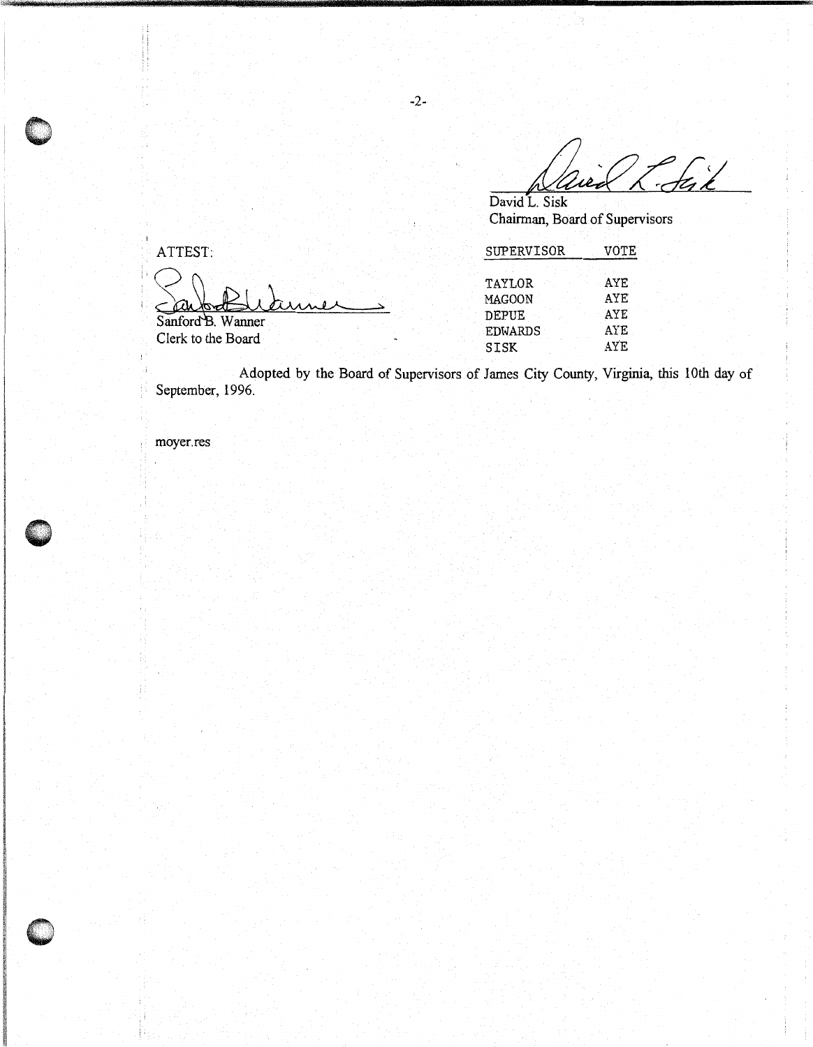David L. Sisk
Chairman, Board of Supervisors

ATTEST:

Sanford B. Wanner
Clerk to the Board

| SUPERVISOR | VOTE |
| --- | --- |
| TAYLOR | AYE |
| MAGOON | AYE |
| DEPUE | AYE |
| EDWARDS | AYE |
| SISK | AYE |

Adopted by the Board of Supervisors of James City County, Virginia, this 10th day of September, 1996.

moyer.res